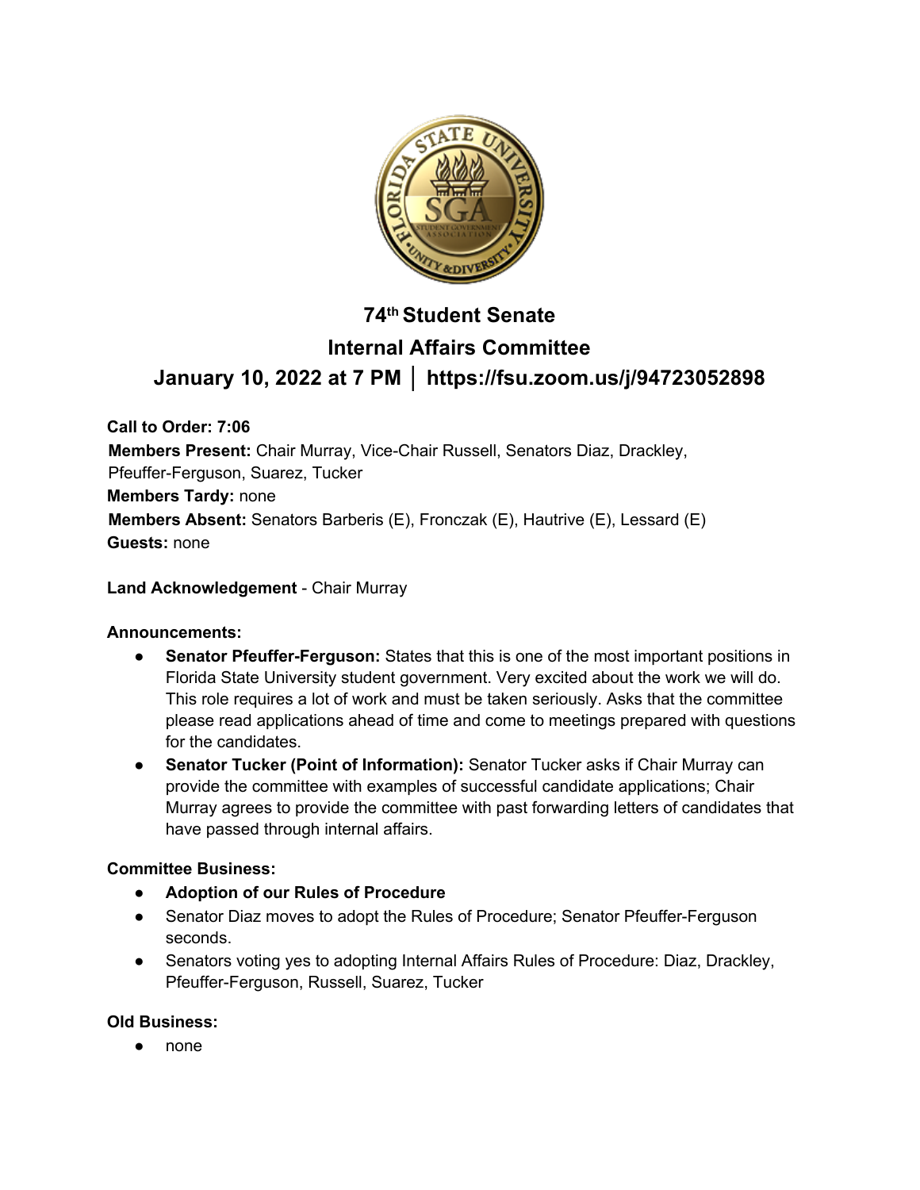# 74th Student Senate

## Internal Affairs Committee

## January 10, 2022 at 7 PM │ https://fsu.zoom.us/j/94723052898

**Call to Order: 7:06**
**Members Present:** Chair Murray, Vice-Chair Russell, Senators Diaz, Drackley, Pfeuffer-Ferguson, Suarez, Tucker
**Members Tardy:** none
**Members Absent:** Senators Barberis (E), Fronczak (E), Hautrive (E), Lessard (E)
**Guests:** none

**Land Acknowledgement** - Chair Murray

**Announcements:**

- **Senator Pfeuffer-Ferguson:** States that this is one of the most important positions in Florida State University student government. Very excited about the work we will do. This role requires a lot of work and must be taken seriously. Asks that the committee please read applications ahead of time and come to meetings prepared with questions for the candidates.
- **Senator Tucker (Point of Information):** Senator Tucker asks if Chair Murray can provide the committee with examples of successful candidate applications; Chair Murray agrees to provide the committee with past forwarding letters of candidates that have passed through internal affairs.

**Committee Business:**

- **Adoption of our Rules of Procedure**
- Senator Diaz moves to adopt the Rules of Procedure; Senator Pfeuffer-Ferguson seconds.
- Senators voting yes to adopting Internal Affairs Rules of Procedure: Diaz, Drackley, Pfeuffer-Ferguson, Russell, Suarez, Tucker

**Old Business:**

- none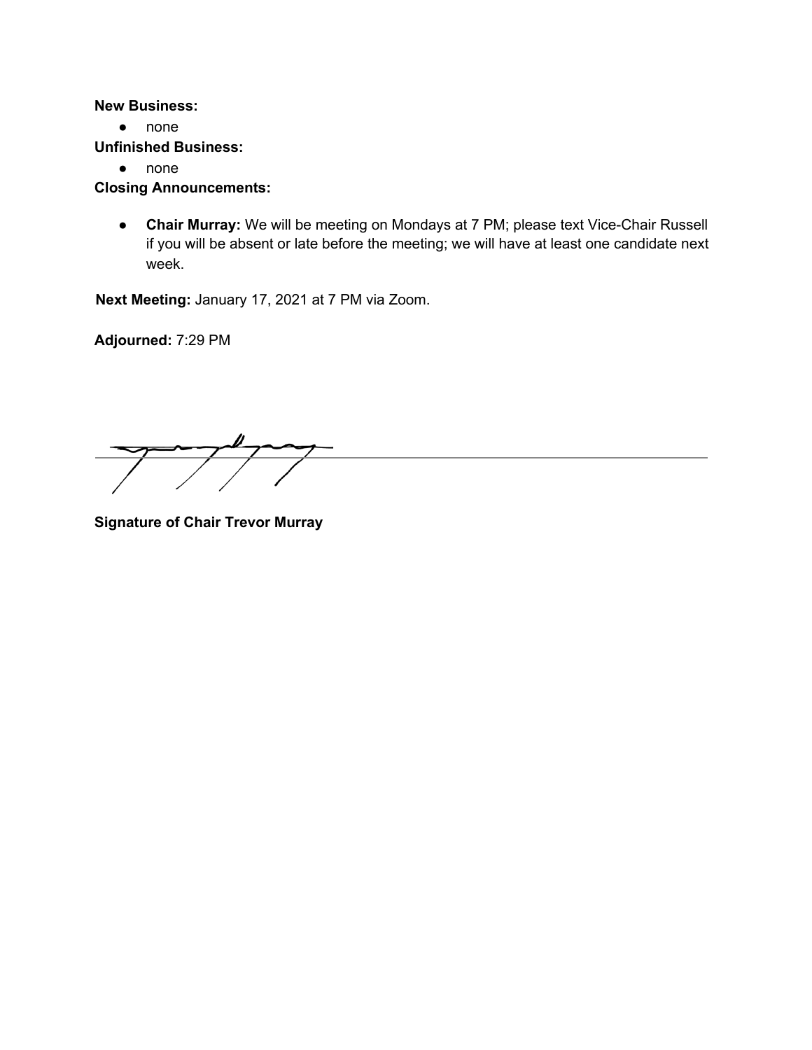**New Business:**

- none

**Unfinished Business:**

- none

**Closing Announcements:**

- **Chair Murray:** We will be meeting on Mondays at 7 PM; please text Vice-Chair Russell if you will be absent or late before the meeting; we will have at least one candidate next week.

**Next Meeting:** January 17, 2021 at 7 PM via Zoom.

**Adjourned:** 7:29 PM

---

**Signature of Chair Trevor Murray**